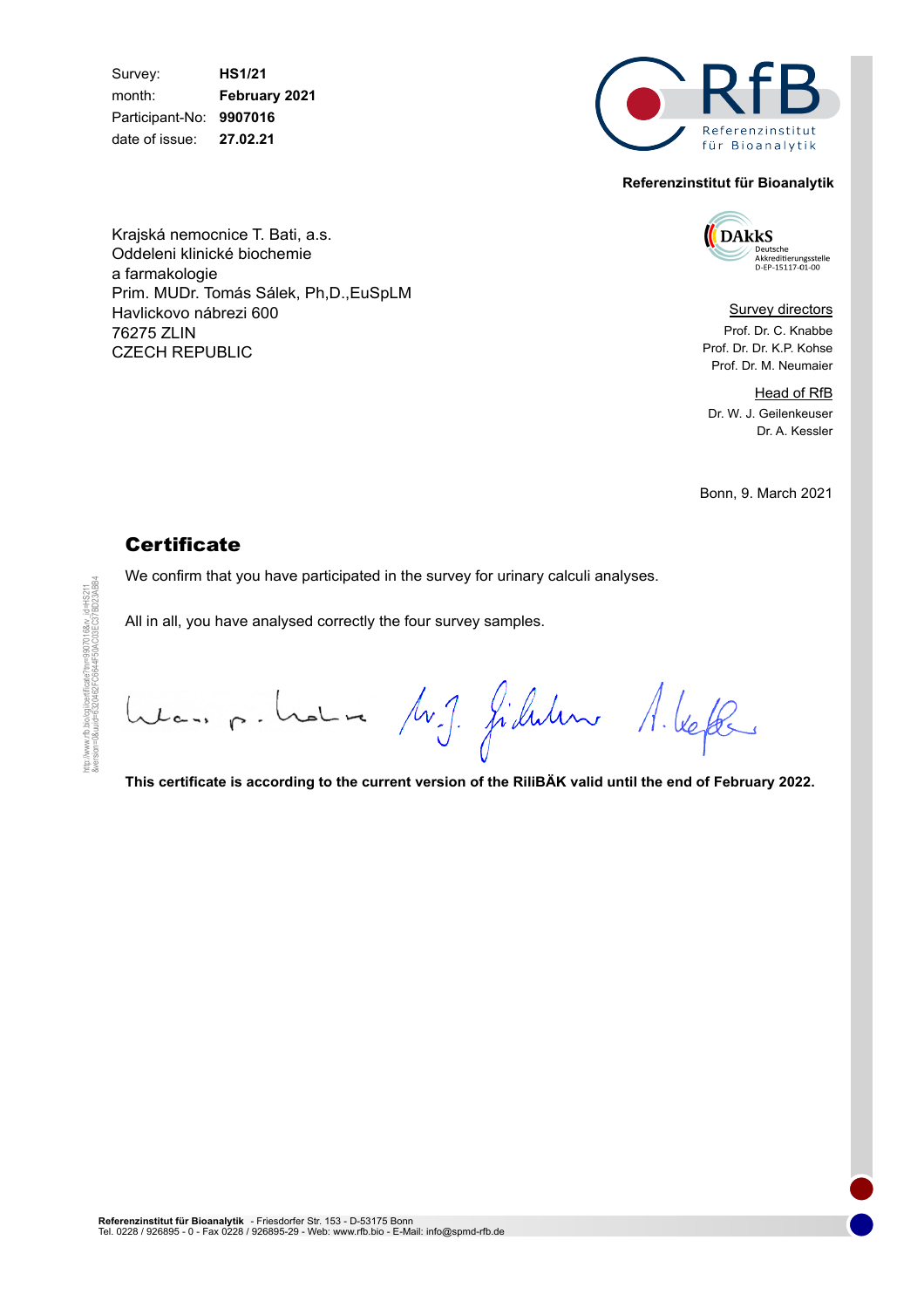| | |
|---|---|
| Survey: | **HS1/21** |
| month: | **February 2021** |
| Participant-No: | **9907016** |
| date of issue: | **27.02.21** |

**Referenzinstitut für Bioanalytik**

Krajská nemocnice T. Bati, a.s.
Oddeleni klinické biochemie
a farmakologie
Prim. MUDr. Tomás Sálek, Ph,D.,EuSpLM
Havlickovo nábrezi 600
76275 ZLIN
CZECH REPUBLIC

Survey directors
Prof. Dr. C. Knabbe
Prof. Dr. Dr. K.P. Kohse
Prof. Dr. M. Neumaier

Head of RfB
Dr. W. J. Geilenkeuser
Dr. A. Kessler

Bonn, 9. March 2021

## Certificate

We confirm that you have participated in the survey for urinary calculi analyses.

All in all, you have analysed correctly the four survey samples.

**This certificate is according to the current version of the RiliBÄK valid until the end of February 2022.**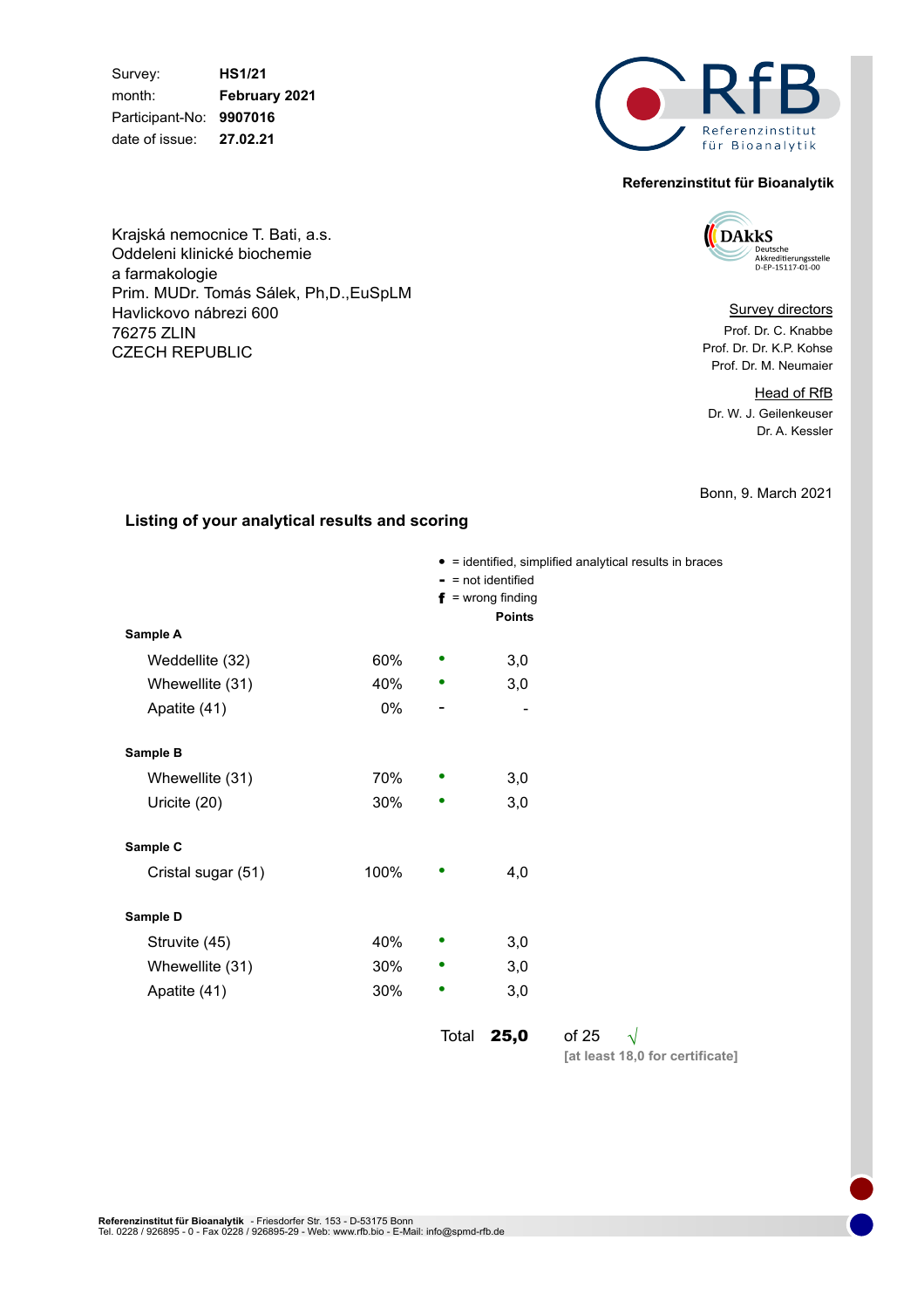| | |
|---|---|
| Survey: | **HS1/21** |
| month: | **February 2021** |
| Participant-No: | **9907016** |
| date of issue: | **27.02.21** |

**Referenzinstitut für Bioanalytik**

Krajská nemocnice T. Bati, a.s.
Oddeleni klinické biochemie
a farmakologie
Prim. MUDr. Tomás Sálek, Ph,D.,EuSpLM
Havlickovo nábrezi 600
76275 ZLIN
CZECH REPUBLIC

DAkkS Deutsche Akkreditierungsstelle D-EP-15117-01-00

Survey directors
Prof. Dr. C. Knabbe
Prof. Dr. Dr. K.P. Kohse
Prof. Dr. M. Neumaier

Head of RfB
Dr. W. J. Geilenkeuser
Dr. A. Kessler

Bonn, 9. March 2021

### Listing of your analytical results and scoring

• = identified, simplified analytical results in braces
- = not identified
**f** = wrong finding

| | | | Points |
|---|---|---|---|
| **Sample A** | | | |
| Weddellite (32) | 60% | • | 3,0 |
| Whewellite (31) | 40% | • | 3,0 |
| Apatite (41) | 0% | - | - |
| **Sample B** | | | |
| Whewellite (31) | 70% | • | 3,0 |
| Uricite (20) | 30% | • | 3,0 |
| **Sample C** | | | |
| Cristal sugar (51) | 100% | • | 4,0 |
| **Sample D** | | | |
| Struvite (45) | 40% | • | 3,0 |
| Whewellite (31) | 30% | • | 3,0 |
| Apatite (41) | 30% | • | 3,0 |

Total **25,0** of 25 √
**[at least 18,0 for certificate]**

**Referenzinstitut für Bioanalytik** - Friesdorfer Str. 153 - D-53175 Bonn
Tel. 0228 / 926895 - 0 - Fax 0228 / 926895-29 - Web: www.rfb.bio - E-Mail: info@spmd-rfb.de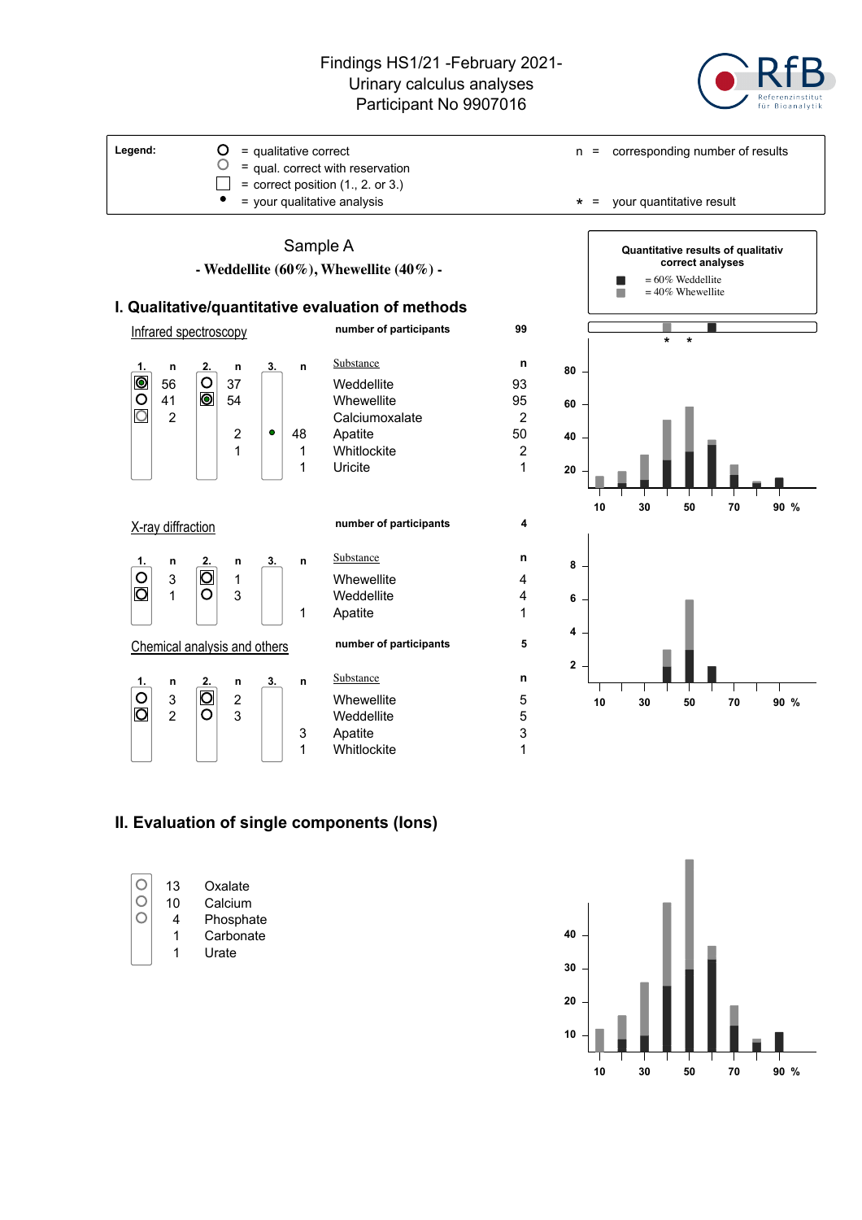# Findings HS1/21 -February 2021- Urinary calculus analyses Participant No 9907016

| Legend: | | | |
|---|---|---|---|
| O | = qualitative correct | n = | corresponding number of results |
| O | = qual. correct with reservation | | |
| □ | = correct position (1., 2. or 3.) | | |
| • | = your qualitative analysis | * = | your quantitative result |

## Sample A

**- Weddellite (60%), Whewellite (40%) -**

Quantitative results of qualitativ correct analyses
- ■ = 60% Weddellite
- ■ = 40% Whewellite

## I. Qualitative/quantitative evaluation of methods

### Infrared spectroscopy

number of participants: 99

| 1. | n | 2. | n | 3. | n | Substance | n |
|---|---|---|---|---|---|---|---|
| O • | 56 | O | 37 | | | Weddellite | 93 |
| O | 41 | O • | 54 | | | Whewellite | 95 |
| O | 2 | | | | | Calciumoxalate | 2 |
| | | | 2 | • | 48 | Apatite | 50 |
| | | | 1 | | 1 | Whitlockite | 2 |
| | | | | | 1 | Uricite | 1 |

### X-ray diffraction

number of participants: 4

| 1. | n | 2. | n | 3. | n | Substance | n |
|---|---|---|---|---|---|---|---|
| O | 3 | O | 1 | | | Whewellite | 4 |
| O | 1 | O | 3 | | | Weddellite | 4 |
| | | | | | 1 | Apatite | 1 |

### Chemical analysis and others

number of participants: 5

| 1. | n | 2. | n | 3. | n | Substance | n |
|---|---|---|---|---|---|---|---|
| O | 3 | O | 2 | | | Whewellite | 5 |
| O | 2 | O | 3 | | | Weddellite | 5 |
| | | | | | 3 | Apatite | 3 |
| | | | | | 1 | Whitlockite | 1 |

## II. Evaluation of single components (Ions)

| | n | Ion |
|---|---|---|
| O | 13 | Oxalate |
| O | 10 | Calcium |
| O | 4 | Phosphate |
| | 1 | Carbonate |
| | 1 | Urate |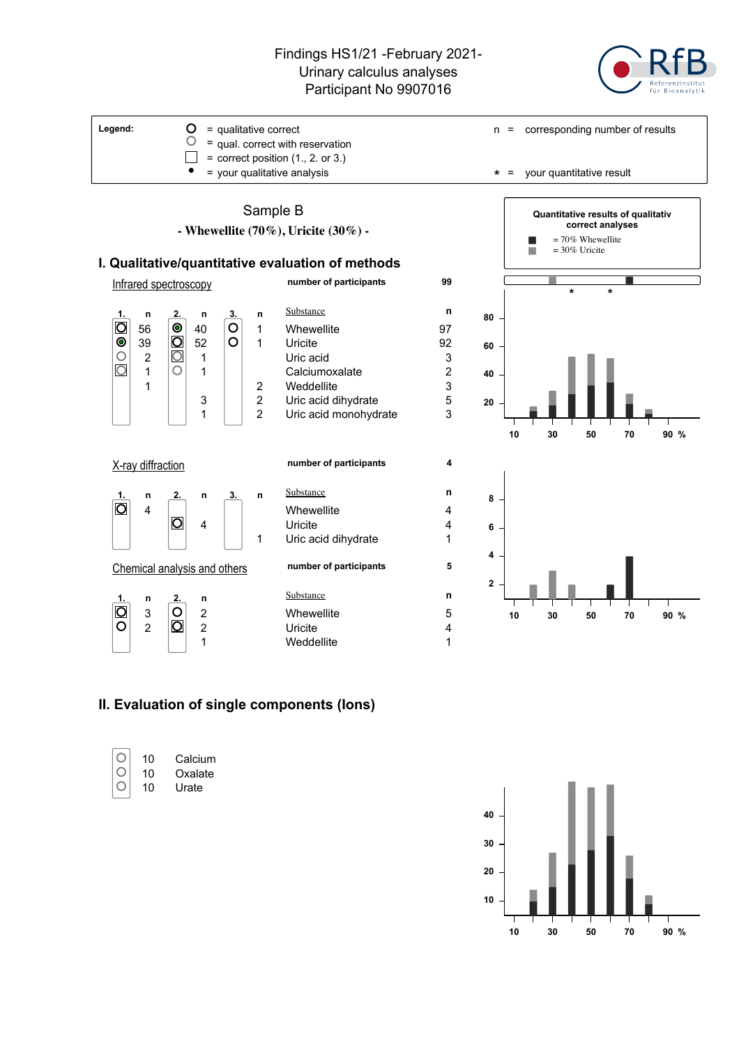# Findings HS1/21 -February 2021-
## Urinary calculus analyses
## Participant No 9907016

RfB Referenzinstitut für Bioanalytik

**Legend:**

- ○ = qualitative correct
- ○ = qual. correct with reservation
- □ = correct position (1., 2. or 3.)
- • = your qualitative analysis
- n = corresponding number of results
- * = your quantitative result

## Sample B

**- Whewellite (70%), Uricite (30%) -**

### I. Qualitative/quantitative evaluation of methods

**Quantitative results of qualitativ correct analyses**

- ■ = 70% Whewellite
- ■ = 30% Uricite

#### Infrared spectroscopy

**number of participants** 99

| 1. | n | 2. | n | 3. | n | Substance | n |
|---|---|---|---|---|---|---|---|
| ○ | 56 | • | 40 | ○ | 1 | Whewellite | 97 |
| • | 39 | ○ | 52 | ○ | 1 | Uricite | 92 |
| ○ | 2 | ○ | 1 | | | Uric acid | 3 |
| ○ | 1 | ○ | 1 | | | Calciumoxalate | 2 |
| | 1 | | | | 2 | Weddellite | 3 |
| | | | 3 | | 2 | Uric acid dihydrate | 5 |
| | | | 1 | | 2 | Uric acid monohydrate | 3 |

#### X-ray diffraction

**number of participants** 4

| 1. | n | 2. | n | 3. | n | Substance | n |
|---|---|---|---|---|---|---|---|
| ○ | 4 | | | | | Whewellite | 4 |
| | | ○ | 4 | | | Uricite | 4 |
| | | | | | 1 | Uric acid dihydrate | 1 |

#### Chemical analysis and others

**number of participants** 5

| 1. | n | 2. | n | Substance | n |
|---|---|---|---|---|---|
| ○ | 3 | ○ | 2 | Whewellite | 5 |
| ○ | 2 | ○ | 2 | Uricite | 4 |
| | | | 1 | Weddellite | 1 |

### II. Evaluation of single components (Ions)

| | n | Ion |
|---|---|---|
| ○ | 10 | Calcium |
| ○ | 10 | Oxalate |
| ○ | 10 | Urate |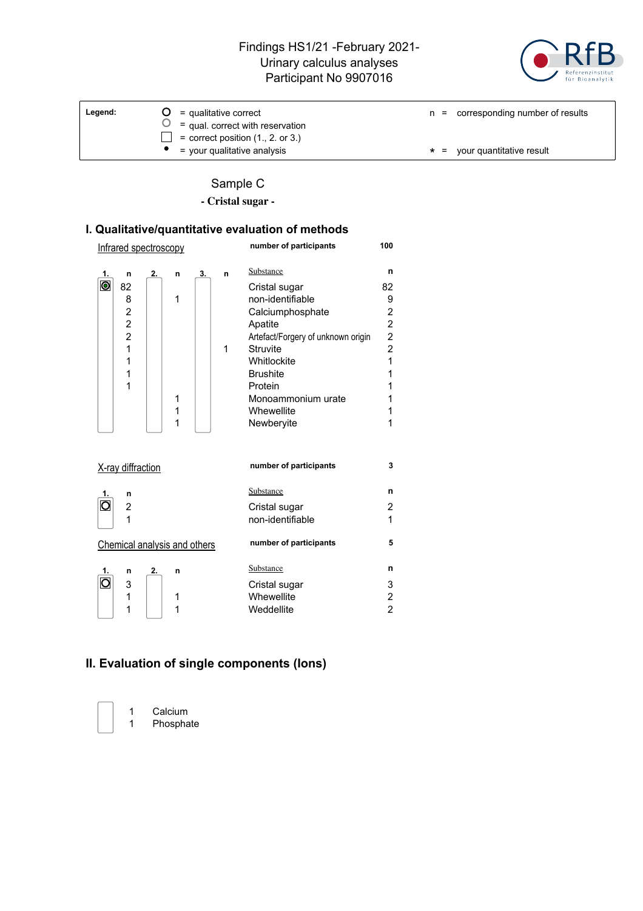Findings HS1/21 -February 2021-
Urinary calculus analyses
Participant No 9907016

| Legend: | | | |
|---|---|---|---|
| ○ = qualitative correct | | n = | corresponding number of results |
| ○ = qual. correct with reservation | | | |
| □ = correct position (1., 2. or 3.) | | | |
| • = your qualitative analysis | | * = | your quantitative result |

## Sample C

**- Cristal sugar -**

## I. Qualitative/quantitative evaluation of methods

Infrared spectroscopy — number of participants: 100

| 1. | n | 2. | n | 3. | n | Substance | n |
|---|---|---|---|---|---|---|---|
| ◉ | 82 | | | | | Cristal sugar | 82 |
| | 8 | | 1 | | | non-identifiable | 9 |
| | 2 | | | | | Calciumphosphate | 2 |
| | 2 | | | | | Apatite | 2 |
| | 2 | | | | | Artefact/Forgery of unknown origin | 2 |
| | 1 | | | | 1 | Struvite | 2 |
| | 1 | | | | | Whitlockite | 1 |
| | 1 | | | | | Brushite | 1 |
| | 1 | | | | | Protein | 1 |
| | | | 1 | | | Monoammonium urate | 1 |
| | | | 1 | | | Whewellite | 1 |
| | | | 1 | | | Newberyite | 1 |

X-ray diffraction — number of participants: 3

| 1. | n | Substance | n |
|---|---|---|---|
| ○ | 2 | Cristal sugar | 2 |
| | 1 | non-identifiable | 1 |

Chemical analysis and others — number of participants: 5

| 1. | n | 2. | n | Substance | n |
|---|---|---|---|---|---|
| ○ | 3 | | | Cristal sugar | 3 |
| | 1 | | 1 | Whewellite | 2 |
| | 1 | | 1 | Weddellite | 2 |

## II. Evaluation of single components (Ions)

| n | Component |
|---|---|
| 1 | Calcium |
| 1 | Phosphate |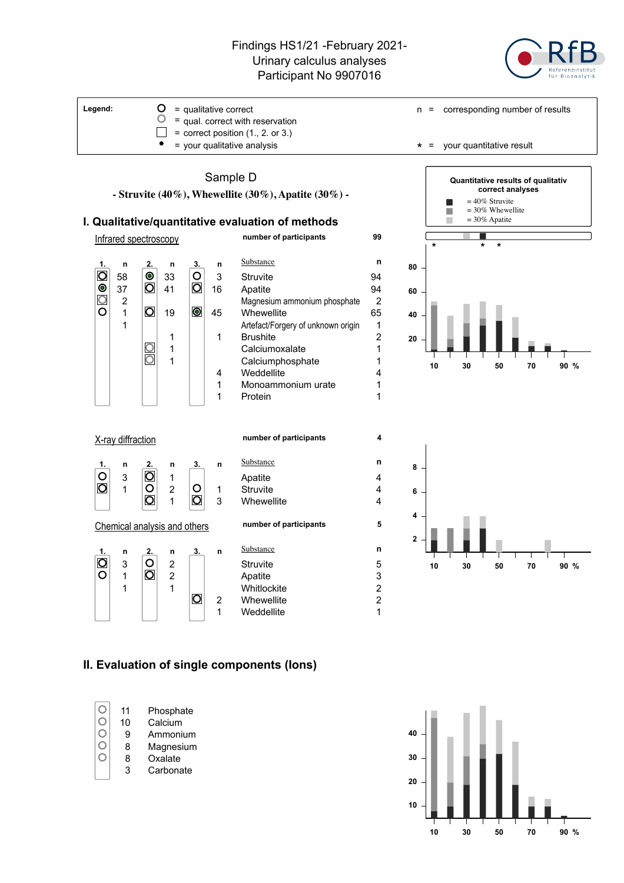Findings HS1/21 -February 2021-
Urinary calculus analyses
Participant No 9907016

RfB Referenzinstitut für Bioanalytik

| Legend: | | | |
|---|---|---|---|
| ○ | = qualitative correct | n = | corresponding number of results |
| ○ | = qual. correct with reservation | | |
| □ | = correct position (1., 2. or 3.) | | |
| • | = your qualitative analysis | * = | your quantitative result |

## Sample D

**- Struvite (40%), Whewellite (30%), Apatite (30%) -**

Quantitative results of qualitativ correct analyses
= 40% Struvite
= 30% Whewellite
= 30% Apatite

## I. Qualitative/quantitative evaluation of methods

### Infrared spectroscopy

number of participants 99

| 1. | n | 2. | n | 3. | n | Substance | n |
|---|---|---|---|---|---|---|---|
| | 58 | | 33 | | 3 | Struvite | 94 |
| | 37 | | 41 | | 16 | Apatite | 94 |
| | 2 | | | | | Magnesium ammonium phosphate | 2 |
| | 1 | | 19 | | 45 | Whewellite | 65 |
| | 1 | | | | | Artefact/Forgery of unknown origin | 1 |
| | | | 1 | | 1 | Brushite | 2 |
| | | | 1 | | | Calciumoxalate | 1 |
| | | | 1 | | | Calciumphosphate | 1 |
| | | | | | 4 | Weddellite | 4 |
| | | | | | 1 | Monoammonium urate | 1 |
| | | | | | 1 | Protein | 1 |

\* \* \*
80
60
40
20
10 30 50 70 90 %

### X-ray diffraction

number of participants 4

| 1. | n | 2. | n | 3. | n | Substance | n |
|---|---|---|---|---|---|---|---|
| | 3 | | 1 | | | Apatite | 4 |
| | 1 | | 2 | | 1 | Struvite | 4 |
| | | | 1 | | 3 | Whewellite | 4 |

8
6
4
2
10 30 50 70 90 %

### Chemical analysis and others

number of participants 5

| 1. | n | 2. | n | 3. | n | Substance | n |
|---|---|---|---|---|---|---|---|
| | 3 | | 2 | | | Struvite | 5 |
| | 1 | | 2 | | | Apatite | 3 |
| | 1 | | 1 | | | Whitlockite | 2 |
| | | | | | 2 | Whewellite | 2 |
| | | | | | 1 | Weddellite | 1 |

## II. Evaluation of single components (Ions)

| | n | |
|---|---|---|
| ○ | 11 | Phosphate |
| ○ | 10 | Calcium |
| ○ | 9 | Ammonium |
| ○ | 8 | Magnesium |
| ○ | 8 | Oxalate |
| | 3 | Carbonate |

40
30
20
10
10 30 50 70 90 %